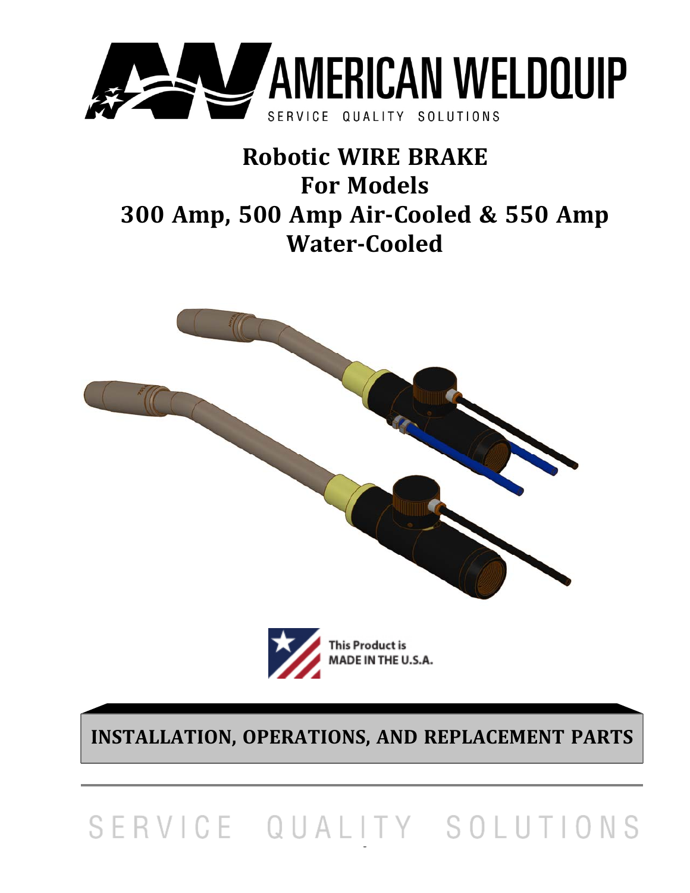AMERICAN WELDQUIP

SERVICE QUALITY SOLUTIONS

# Robotic WIRE BRAKE
# For Models
# 300 Amp, 500 Amp Air-Cooled & 550 Amp Water-Cooled

This Product is MADE IN THE U.S.A.

## INSTALLATION, OPERATIONS, AND REPLACEMENT PARTS

SERVICE QUALITY SOLUTIONS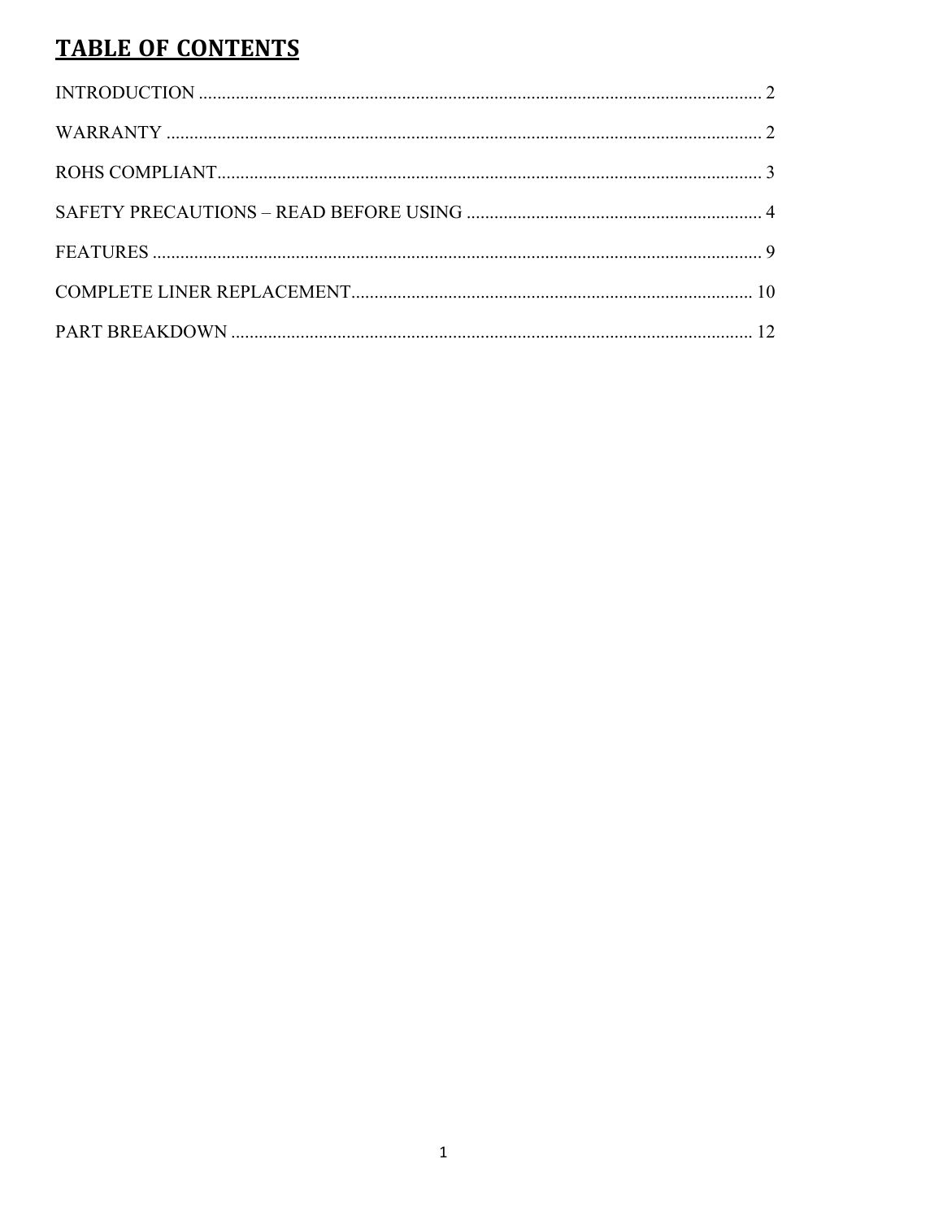# TABLE OF CONTENTS

INTRODUCTION ........................................................................................................................ 2

WARRANTY ............................................................................................................................. 2

ROHS COMPLIANT.................................................................................................................. 3

SAFETY PRECAUTIONS – READ BEFORE USING ................................................................ 4

FEATURES ............................................................................................................................... 9

COMPLETE LINER REPLACEMENT...................................................................................... 10

PART BREAKDOWN .............................................................................................................. 12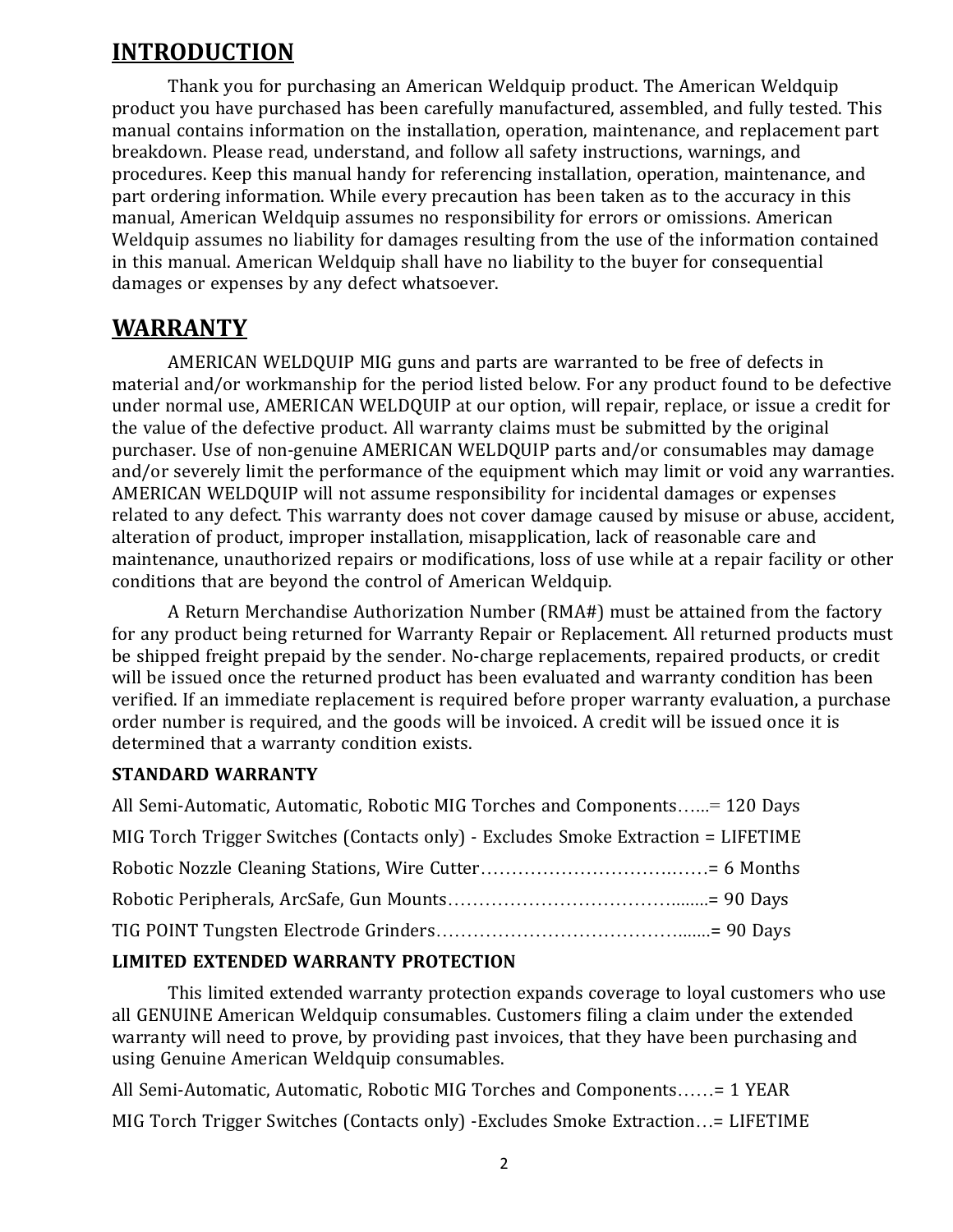## INTRODUCTION

Thank you for purchasing an American Weldquip product. The American Weldquip product you have purchased has been carefully manufactured, assembled, and fully tested. This manual contains information on the installation, operation, maintenance, and replacement part breakdown. Please read, understand, and follow all safety instructions, warnings, and procedures. Keep this manual handy for referencing installation, operation, maintenance, and part ordering information. While every precaution has been taken as to the accuracy in this manual, American Weldquip assumes no responsibility for errors or omissions. American Weldquip assumes no liability for damages resulting from the use of the information contained in this manual. American Weldquip shall have no liability to the buyer for consequential damages or expenses by any defect whatsoever.

## WARRANTY

AMERICAN WELDQUIP MIG guns and parts are warranted to be free of defects in material and/or workmanship for the period listed below. For any product found to be defective under normal use, AMERICAN WELDQUIP at our option, will repair, replace, or issue a credit for the value of the defective product. All warranty claims must be submitted by the original purchaser. Use of non-genuine AMERICAN WELDQUIP parts and/or consumables may damage and/or severely limit the performance of the equipment which may limit or void any warranties. AMERICAN WELDQUIP will not assume responsibility for incidental damages or expenses related to any defect. This warranty does not cover damage caused by misuse or abuse, accident, alteration of product, improper installation, misapplication, lack of reasonable care and maintenance, unauthorized repairs or modifications, loss of use while at a repair facility or other conditions that are beyond the control of American Weldquip.

A Return Merchandise Authorization Number (RMA#) must be attained from the factory for any product being returned for Warranty Repair or Replacement. All returned products must be shipped freight prepaid by the sender. No-charge replacements, repaired products, or credit will be issued once the returned product has been evaluated and warranty condition has been verified. If an immediate replacement is required before proper warranty evaluation, a purchase order number is required, and the goods will be invoiced. A credit will be issued once it is determined that a warranty condition exists.

**STANDARD WARRANTY**

All Semi-Automatic, Automatic, Robotic MIG Torches and Components…...= 120 Days

MIG Torch Trigger Switches (Contacts only) - Excludes Smoke Extraction = LIFETIME

Robotic Nozzle Cleaning Stations, Wire Cutter……………………………….……= 6 Months

Robotic Peripherals, ArcSafe, Gun Mounts…………………………………........= 90 Days

TIG POINT Tungsten Electrode Grinders……………………………………......= 90 Days

**LIMITED EXTENDED WARRANTY PROTECTION**

This limited extended warranty protection expands coverage to loyal customers who use all GENUINE American Weldquip consumables. Customers filing a claim under the extended warranty will need to prove, by providing past invoices, that they have been purchasing and using Genuine American Weldquip consumables.

All Semi-Automatic, Automatic, Robotic MIG Torches and Components……= 1 YEAR

MIG Torch Trigger Switches (Contacts only) -Excludes Smoke Extraction…= LIFETIME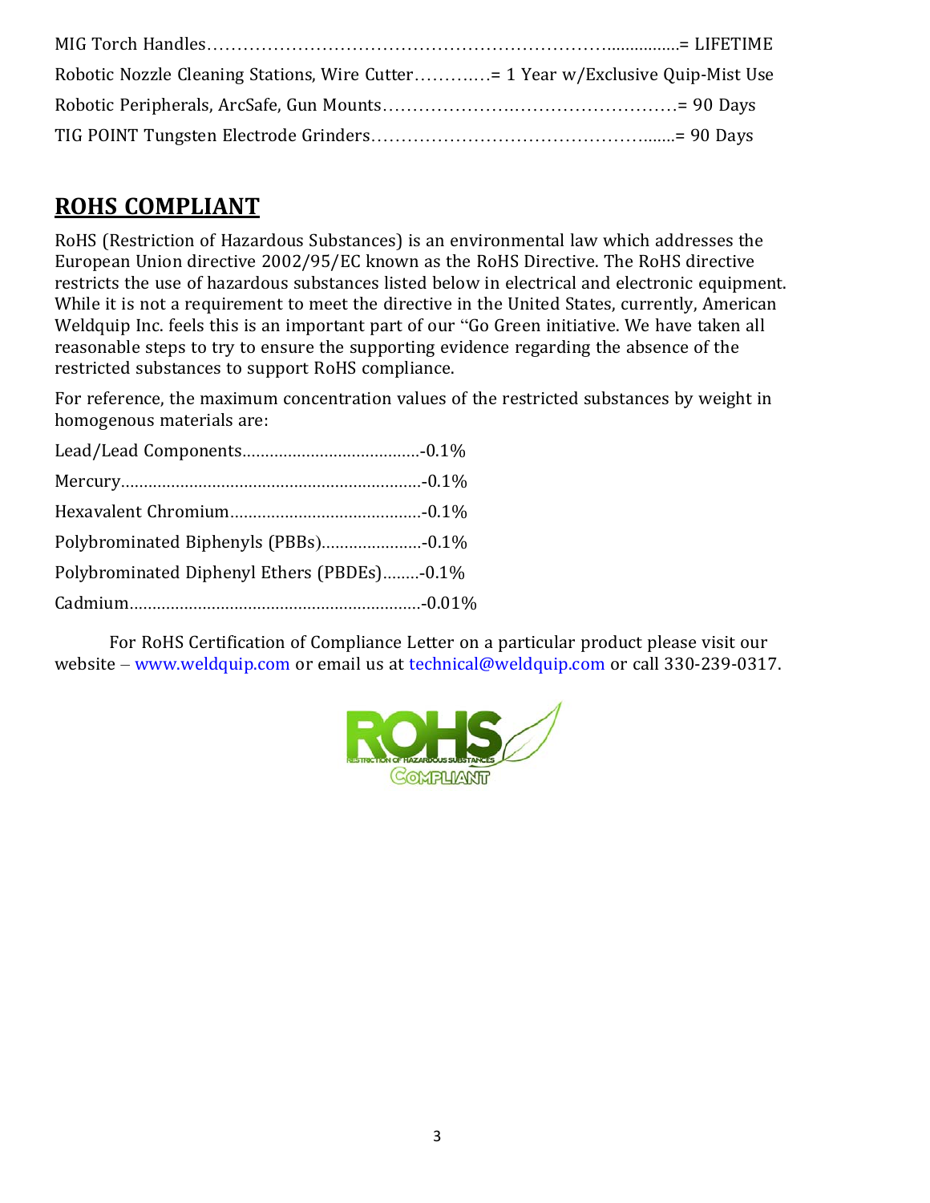MIG Torch Handles…………………………………………………………...............= LIFETIME

Robotic Nozzle Cleaning Stations, Wire Cutter………..…= 1 Year w/Exclusive Quip-Mist Use

Robotic Peripherals, ArcSafe, Gun Mounts……………….……………………….= 90 Days

TIG POINT Tungsten Electrode Grinders……………………………………..…..= 90 Days

## ROHS COMPLIANT

RoHS (Restriction of Hazardous Substances) is an environmental law which addresses the European Union directive 2002/95/EC known as the RoHS Directive. The RoHS directive restricts the use of hazardous substances listed below in electrical and electronic equipment. While it is not a requirement to meet the directive in the United States, currently, American Weldquip Inc. feels this is an important part of our "Go Green initiative. We have taken all reasonable steps to try to ensure the supporting evidence regarding the absence of the restricted substances to support RoHS compliance.

For reference, the maximum concentration values of the restricted substances by weight in homogenous materials are:

Lead/Lead Components………………………………..-0.1%

Mercury……………………………………………………….-0.1%

Hexavalent Chromium…………………………………..-0.1%

Polybrominated Biphenyls (PBBs)………………….-0.1%

Polybrominated Diphenyl Ethers (PBDEs)……..-0.1%

Cadmium…………………………………………………….-0.01%

For RoHS Certification of Compliance Letter on a particular product please visit our website – www.weldquip.com or email us at technical@weldquip.com or call 330-239-0317.

ROHS RESTRICTION OF HAZARDOUS SUBSTANCES COMPLIANT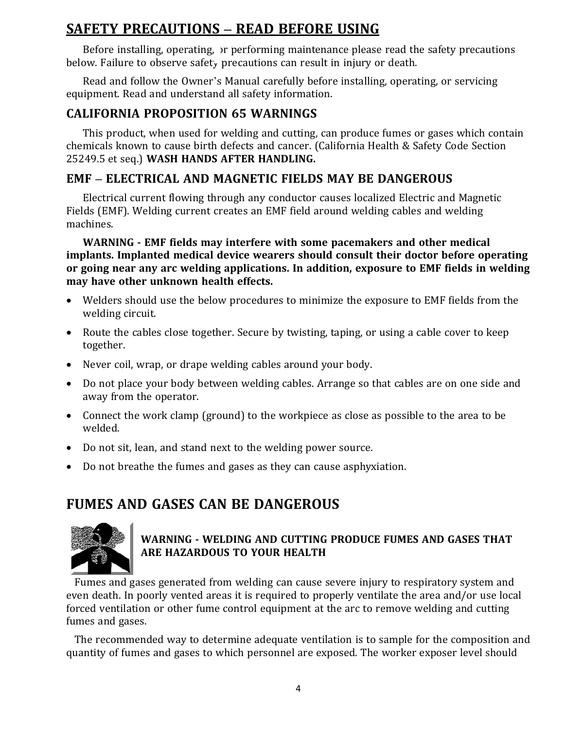# SAFETY PRECAUTIONS – READ BEFORE USING

Before installing, operating, or performing maintenance please read the safety precautions below. Failure to observe safety precautions can result in injury or death.

Read and follow the Owner's Manual carefully before installing, operating, or servicing equipment. Read and understand all safety information.

## CALIFORNIA PROPOSITION 65 WARNINGS

This product, when used for welding and cutting, can produce fumes or gases which contain chemicals known to cause birth defects and cancer. (California Health & Safety Code Section 25249.5 et seq.) **WASH HANDS AFTER HANDLING.**

## EMF – ELECTRICAL AND MAGNETIC FIELDS MAY BE DANGEROUS

Electrical current flowing through any conductor causes localized Electric and Magnetic Fields (EMF). Welding current creates an EMF field around welding cables and welding machines.

**WARNING - EMF fields may interfere with some pacemakers and other medical implants. Implanted medical device wearers should consult their doctor before operating or going near any arc welding applications. In addition, exposure to EMF fields in welding may have other unknown health effects.**

- Welders should use the below procedures to minimize the exposure to EMF fields from the welding circuit.
- Route the cables close together. Secure by twisting, taping, or using a cable cover to keep together.
- Never coil, wrap, or drape welding cables around your body.
- Do not place your body between welding cables. Arrange so that cables are on one side and away from the operator.
- Connect the work clamp (ground) to the workpiece as close as possible to the area to be welded.
- Do not sit, lean, and stand next to the welding power source.
- Do not breathe the fumes and gases as they can cause asphyxiation.

# FUMES AND GASES CAN BE DANGEROUS

**WARNING - WELDING AND CUTTING PRODUCE FUMES AND GASES THAT ARE HAZARDOUS TO YOUR HEALTH**

Fumes and gases generated from welding can cause severe injury to respiratory system and even death. In poorly vented areas it is required to properly ventilate the area and/or use local forced ventilation or other fume control equipment at the arc to remove welding and cutting fumes and gases.

The recommended way to determine adequate ventilation is to sample for the composition and quantity of fumes and gases to which personnel are exposed. The worker exposer level should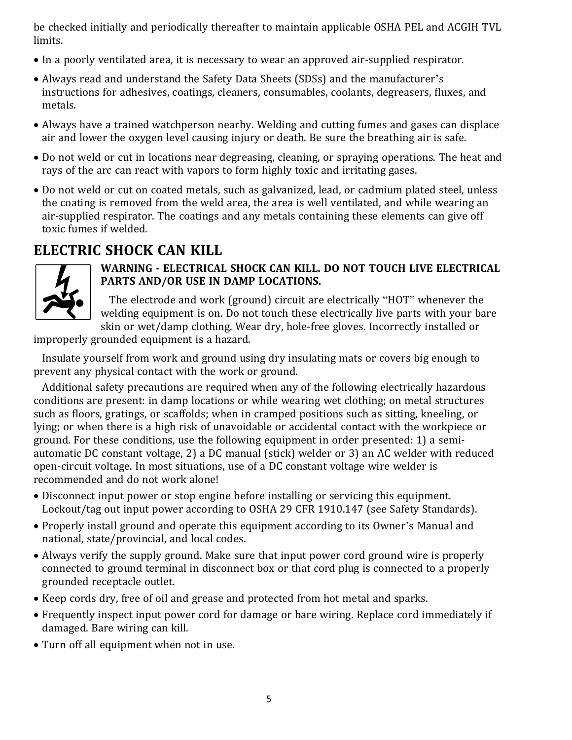be checked initially and periodically thereafter to maintain applicable OSHA PEL and ACGIH TVL limits.

- In a poorly ventilated area, it is necessary to wear an approved air-supplied respirator.
- Always read and understand the Safety Data Sheets (SDSs) and the manufacturer's instructions for adhesives, coatings, cleaners, consumables, coolants, degreasers, fluxes, and metals.
- Always have a trained watchperson nearby. Welding and cutting fumes and gases can displace air and lower the oxygen level causing injury or death. Be sure the breathing air is safe.
- Do not weld or cut in locations near degreasing, cleaning, or spraying operations. The heat and rays of the arc can react with vapors to form highly toxic and irritating gases.
- Do not weld or cut on coated metals, such as galvanized, lead, or cadmium plated steel, unless the coating is removed from the weld area, the area is well ventilated, and while wearing an air-supplied respirator. The coatings and any metals containing these elements can give off toxic fumes if welded.

## ELECTRIC SHOCK CAN KILL

**WARNING - ELECTRICAL SHOCK CAN KILL. DO NOT TOUCH LIVE ELECTRICAL PARTS AND/OR USE IN DAMP LOCATIONS.**

The electrode and work (ground) circuit are electrically "HOT" whenever the welding equipment is on. Do not touch these electrically live parts with your bare skin or wet/damp clothing. Wear dry, hole-free gloves. Incorrectly installed or improperly grounded equipment is a hazard.

Insulate yourself from work and ground using dry insulating mats or covers big enough to prevent any physical contact with the work or ground.

Additional safety precautions are required when any of the following electrically hazardous conditions are present: in damp locations or while wearing wet clothing; on metal structures such as floors, gratings, or scaffolds; when in cramped positions such as sitting, kneeling, or lying; or when there is a high risk of unavoidable or accidental contact with the workpiece or ground. For these conditions, use the following equipment in order presented: 1) a semi-automatic DC constant voltage, 2) a DC manual (stick) welder or 3) an AC welder with reduced open-circuit voltage. In most situations, use of a DC constant voltage wire welder is recommended and do not work alone!

- Disconnect input power or stop engine before installing or servicing this equipment. Lockout/tag out input power according to OSHA 29 CFR 1910.147 (see Safety Standards).
- Properly install ground and operate this equipment according to its Owner's Manual and national, state/provincial, and local codes.
- Always verify the supply ground. Make sure that input power cord ground wire is properly connected to ground terminal in disconnect box or that cord plug is connected to a properly grounded receptacle outlet.
- Keep cords dry, free of oil and grease and protected from hot metal and sparks.
- Frequently inspect input power cord for damage or bare wiring. Replace cord immediately if damaged. Bare wiring can kill.
- Turn off all equipment when not in use.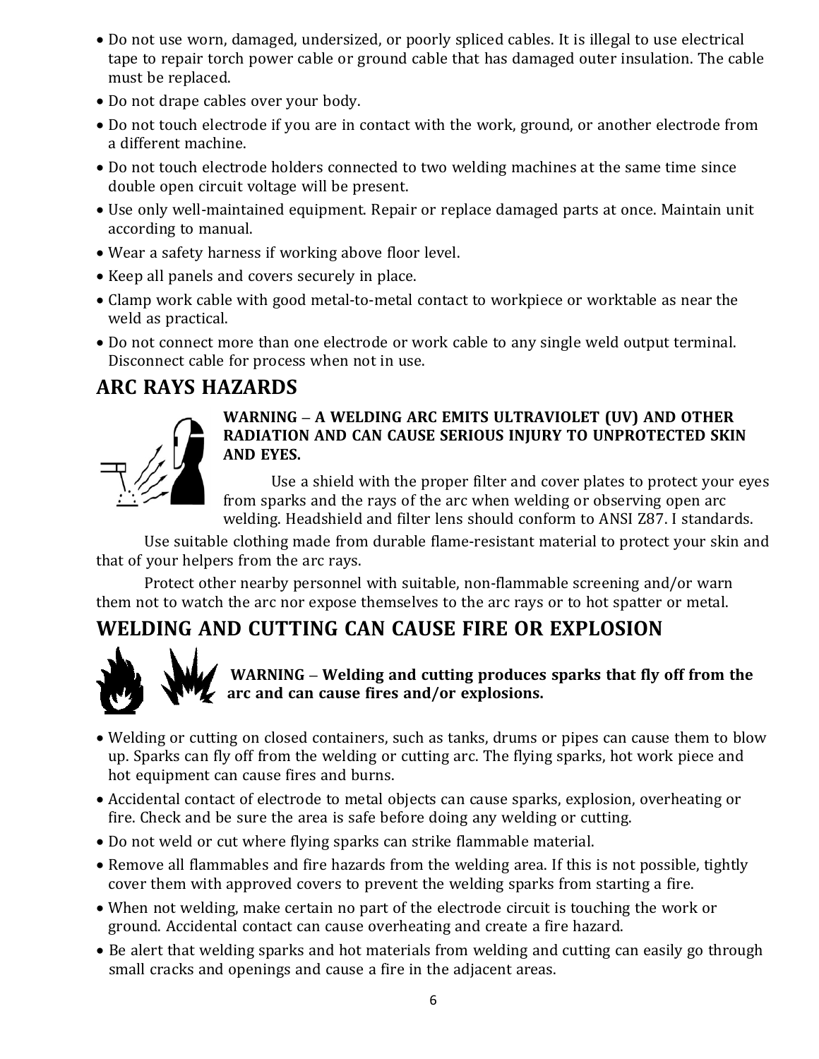- Do not use worn, damaged, undersized, or poorly spliced cables. It is illegal to use electrical tape to repair torch power cable or ground cable that has damaged outer insulation. The cable must be replaced.
- Do not drape cables over your body.
- Do not touch electrode if you are in contact with the work, ground, or another electrode from a different machine.
- Do not touch electrode holders connected to two welding machines at the same time since double open circuit voltage will be present.
- Use only well-maintained equipment. Repair or replace damaged parts at once. Maintain unit according to manual.
- Wear a safety harness if working above floor level.
- Keep all panels and covers securely in place.
- Clamp work cable with good metal-to-metal contact to workpiece or worktable as near the weld as practical.
- Do not connect more than one electrode or work cable to any single weld output terminal. Disconnect cable for process when not in use.

## ARC RAYS HAZARDS

**WARNING – A WELDING ARC EMITS ULTRAVIOLET (UV) AND OTHER RADIATION AND CAN CAUSE SERIOUS INJURY TO UNPROTECTED SKIN AND EYES.**

Use a shield with the proper filter and cover plates to protect your eyes from sparks and the rays of the arc when welding or observing open arc welding. Headshield and filter lens should conform to ANSI Z87. I standards.

Use suitable clothing made from durable flame-resistant material to protect your skin and that of your helpers from the arc rays.

Protect other nearby personnel with suitable, non-flammable screening and/or warn them not to watch the arc nor expose themselves to the arc rays or to hot spatter or metal.

## WELDING AND CUTTING CAN CAUSE FIRE OR EXPLOSION

**WARNING – Welding and cutting produces sparks that fly off from the arc and can cause fires and/or explosions.**

- Welding or cutting on closed containers, such as tanks, drums or pipes can cause them to blow up. Sparks can fly off from the welding or cutting arc. The flying sparks, hot work piece and hot equipment can cause fires and burns.
- Accidental contact of electrode to metal objects can cause sparks, explosion, overheating or fire. Check and be sure the area is safe before doing any welding or cutting.
- Do not weld or cut where flying sparks can strike flammable material.
- Remove all flammables and fire hazards from the welding area. If this is not possible, tightly cover them with approved covers to prevent the welding sparks from starting a fire.
- When not welding, make certain no part of the electrode circuit is touching the work or ground. Accidental contact can cause overheating and create a fire hazard.
- Be alert that welding sparks and hot materials from welding and cutting can easily go through small cracks and openings and cause a fire in the adjacent areas.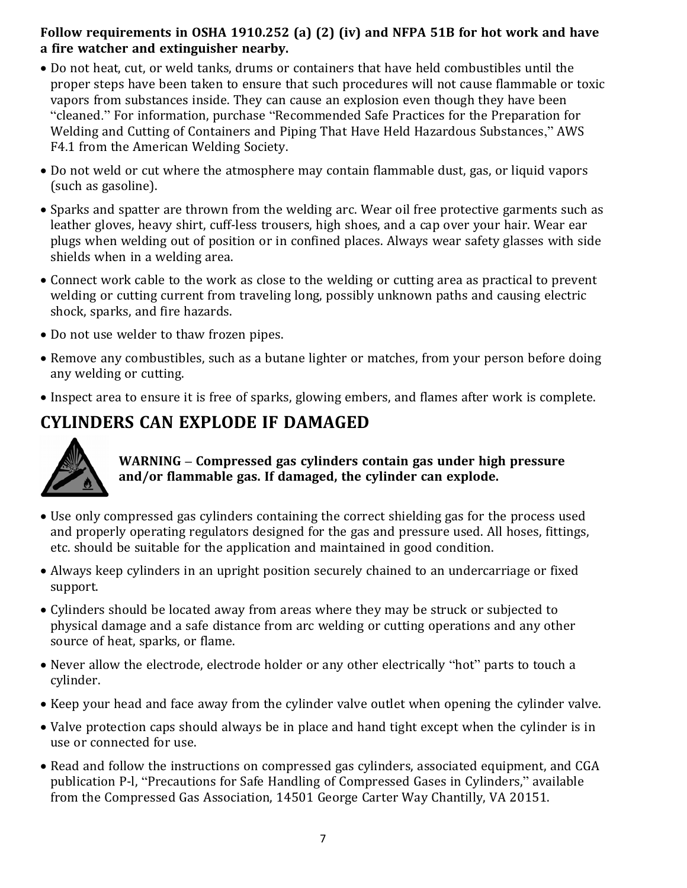**Follow requirements in OSHA 1910.252 (a) (2) (iv) and NFPA 51B for hot work and have a fire watcher and extinguisher nearby.**

- Do not heat, cut, or weld tanks, drums or containers that have held combustibles until the proper steps have been taken to ensure that such procedures will not cause flammable or toxic vapors from substances inside. They can cause an explosion even though they have been "cleaned." For information, purchase "Recommended Safe Practices for the Preparation for Welding and Cutting of Containers and Piping That Have Held Hazardous Substances," AWS F4.1 from the American Welding Society.
- Do not weld or cut where the atmosphere may contain flammable dust, gas, or liquid vapors (such as gasoline).
- Sparks and spatter are thrown from the welding arc. Wear oil free protective garments such as leather gloves, heavy shirt, cuff-less trousers, high shoes, and a cap over your hair. Wear ear plugs when welding out of position or in confined places. Always wear safety glasses with side shields when in a welding area.
- Connect work cable to the work as close to the welding or cutting area as practical to prevent welding or cutting current from traveling long, possibly unknown paths and causing electric shock, sparks, and fire hazards.
- Do not use welder to thaw frozen pipes.
- Remove any combustibles, such as a butane lighter or matches, from your person before doing any welding or cutting.
- Inspect area to ensure it is free of sparks, glowing embers, and flames after work is complete.

## CYLINDERS CAN EXPLODE IF DAMAGED

**WARNING – Compressed gas cylinders contain gas under high pressure and/or flammable gas. If damaged, the cylinder can explode.**

- Use only compressed gas cylinders containing the correct shielding gas for the process used and properly operating regulators designed for the gas and pressure used. All hoses, fittings, etc. should be suitable for the application and maintained in good condition.
- Always keep cylinders in an upright position securely chained to an undercarriage or fixed support.
- Cylinders should be located away from areas where they may be struck or subjected to physical damage and a safe distance from arc welding or cutting operations and any other source of heat, sparks, or flame.
- Never allow the electrode, electrode holder or any other electrically "hot" parts to touch a cylinder.
- Keep your head and face away from the cylinder valve outlet when opening the cylinder valve.
- Valve protection caps should always be in place and hand tight except when the cylinder is in use or connected for use.
- Read and follow the instructions on compressed gas cylinders, associated equipment, and CGA publication P-l, "Precautions for Safe Handling of Compressed Gases in Cylinders," available from the Compressed Gas Association, 14501 George Carter Way Chantilly, VA 20151.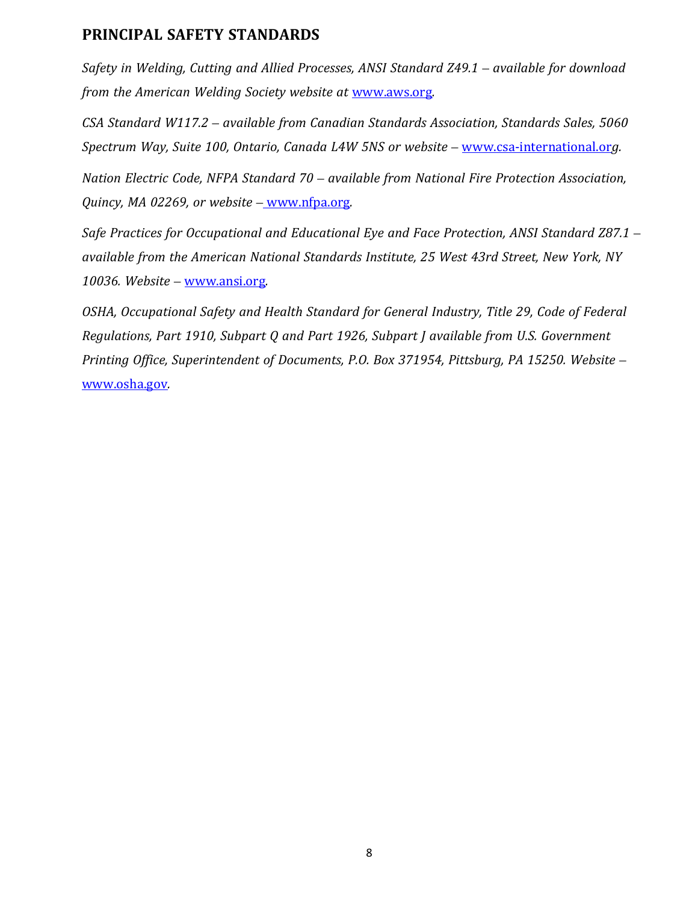## PRINCIPAL SAFETY STANDARDS

*Safety in Welding, Cutting and Allied Processes, ANSI Standard Z49.1 – available for download from the American Welding Society website at* www.aws.org*.*

*CSA Standard W117.2 – available from Canadian Standards Association, Standards Sales, 5060 Spectrum Way, Suite 100, Ontario, Canada L4W 5NS or website –* www.csa-international.org*.*

*Nation Electric Code, NFPA Standard 70 – available from National Fire Protection Association, Quincy, MA 02269, or website –* www.nfpa.org*.*

*Safe Practices for Occupational and Educational Eye and Face Protection, ANSI Standard Z87.1 – available from the American National Standards Institute, 25 West 43rd Street, New York, NY 10036. Website –* www.ansi.org*.*

*OSHA, Occupational Safety and Health Standard for General Industry, Title 29, Code of Federal Regulations, Part 1910, Subpart Q and Part 1926, Subpart J available from U.S. Government Printing Office, Superintendent of Documents, P.O. Box 371954, Pittsburg, PA 15250. Website –* www.osha.gov*.*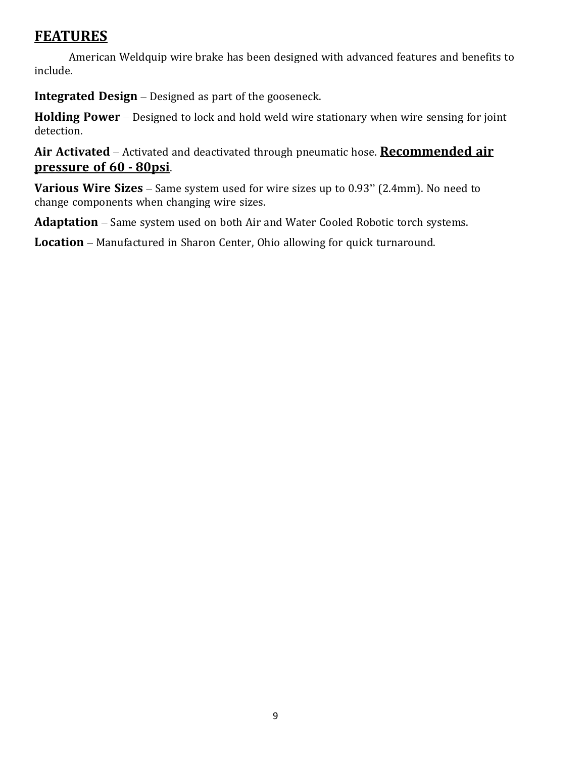## FEATURES

American Weldquip wire brake has been designed with advanced features and benefits to include.

**Integrated Design** – Designed as part of the gooseneck.

**Holding Power** – Designed to lock and hold weld wire stationary when wire sensing for joint detection.

**Air Activated** – Activated and deactivated through pneumatic hose. **Recommended air pressure of 60 - 80psi**.

**Various Wire Sizes** – Same system used for wire sizes up to 0.93" (2.4mm). No need to change components when changing wire sizes.

**Adaptation** – Same system used on both Air and Water Cooled Robotic torch systems.

**Location** – Manufactured in Sharon Center, Ohio allowing for quick turnaround.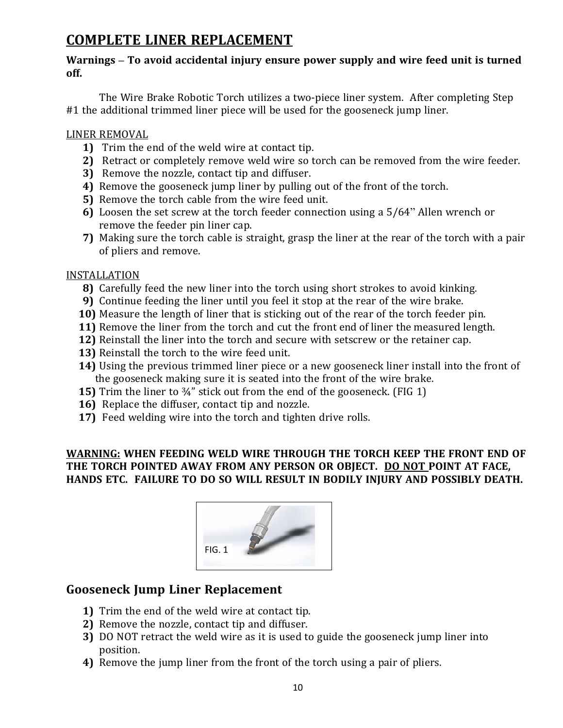## COMPLETE LINER REPLACEMENT

**Warnings – To avoid accidental injury ensure power supply and wire feed unit is turned off.**

The Wire Brake Robotic Torch utilizes a two-piece liner system. After completing Step #1 the additional trimmed liner piece will be used for the gooseneck jump liner.

LINER REMOVAL

**1)** Trim the end of the weld wire at contact tip.
**2)** Retract or completely remove weld wire so torch can be removed from the wire feeder.
**3)** Remove the nozzle, contact tip and diffuser.
**4)** Remove the gooseneck jump liner by pulling out of the front of the torch.
**5)** Remove the torch cable from the wire feed unit.
**6)** Loosen the set screw at the torch feeder connection using a 5/64'' Allen wrench or remove the feeder pin liner cap.
**7)** Making sure the torch cable is straight, grasp the liner at the rear of the torch with a pair of pliers and remove.

INSTALLATION

**8)** Carefully feed the new liner into the torch using short strokes to avoid kinking.
**9)** Continue feeding the liner until you feel it stop at the rear of the wire brake.
**10)** Measure the length of liner that is sticking out of the rear of the torch feeder pin.
**11)** Remove the liner from the torch and cut the front end of liner the measured length.
**12)** Reinstall the liner into the torch and secure with setscrew or the retainer cap.
**13)** Reinstall the torch to the wire feed unit.
**14)** Using the previous trimmed liner piece or a new gooseneck liner install into the front of the gooseneck making sure it is seated into the front of the wire brake.
**15)** Trim the liner to ¾" stick out from the end of the gooseneck. (FIG 1)
**16)** Replace the diffuser, contact tip and nozzle.
**17)** Feed welding wire into the torch and tighten drive rolls.

**WARNING: WHEN FEEDING WELD WIRE THROUGH THE TORCH KEEP THE FRONT END OF THE TORCH POINTED AWAY FROM ANY PERSON OR OBJECT. DO NOT POINT AT FACE, HANDS ETC. FAILURE TO DO SO WILL RESULT IN BODILY INJURY AND POSSIBLY DEATH.**

FIG. 1

## Gooseneck Jump Liner Replacement

**1)** Trim the end of the weld wire at contact tip.
**2)** Remove the nozzle, contact tip and diffuser.
**3)** DO NOT retract the weld wire as it is used to guide the gooseneck jump liner into position.
**4)** Remove the jump liner from the front of the torch using a pair of pliers.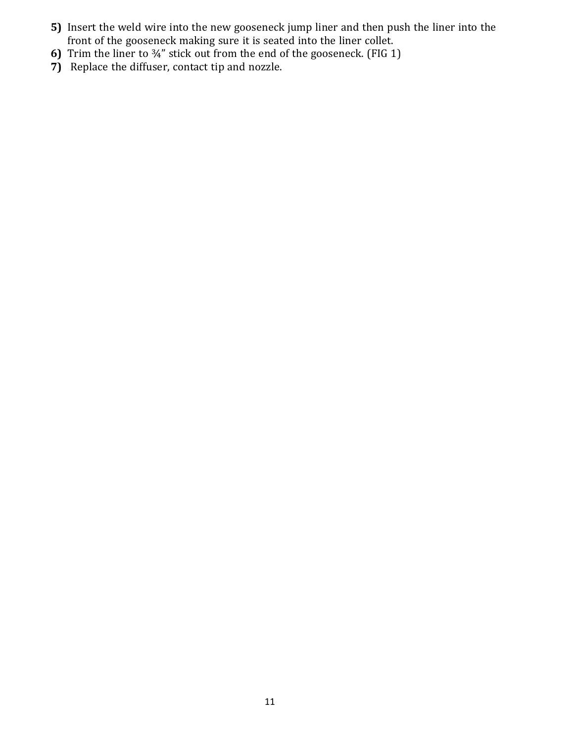**5)** Insert the weld wire into the new gooseneck jump liner and then push the liner into the front of the gooseneck making sure it is seated into the liner collet.

**6)** Trim the liner to ¾" stick out from the end of the gooseneck. (FIG 1)

**7)** Replace the diffuser, contact tip and nozzle.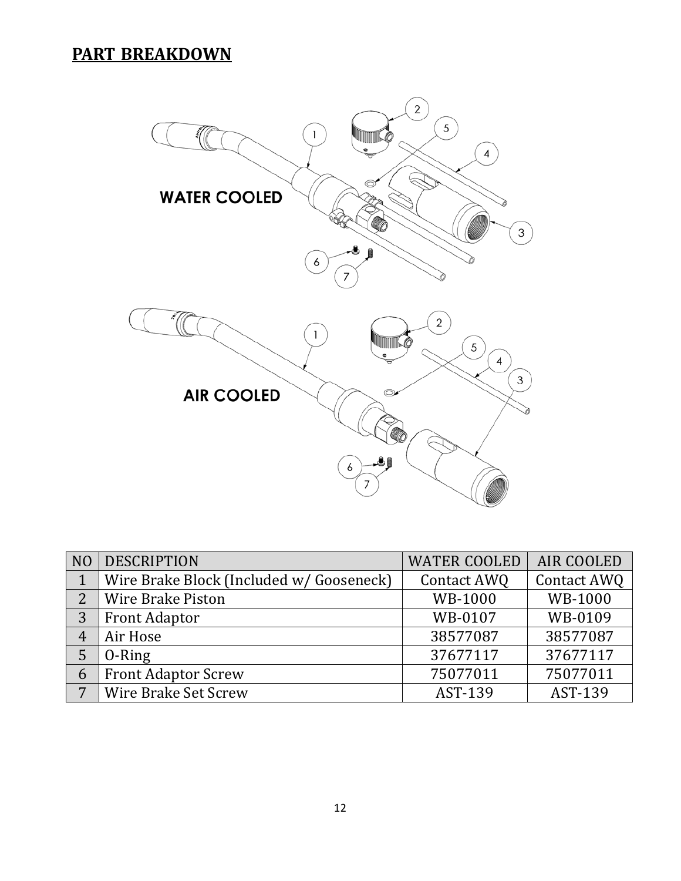## PART BREAKDOWN

| NO | DESCRIPTION | WATER COOLED | AIR COOLED |
|---|---|---|---|
| 1 | Wire Brake Block (Included w/ Gooseneck) | Contact AWQ | Contact AWQ |
| 2 | Wire Brake Piston | WB-1000 | WB-1000 |
| 3 | Front Adaptor | WB-0107 | WB-0109 |
| 4 | Air Hose | 38577087 | 38577087 |
| 5 | O-Ring | 37677117 | 37677117 |
| 6 | Front Adaptor Screw | 75077011 | 75077011 |
| 7 | Wire Brake Set Screw | AST-139 | AST-139 |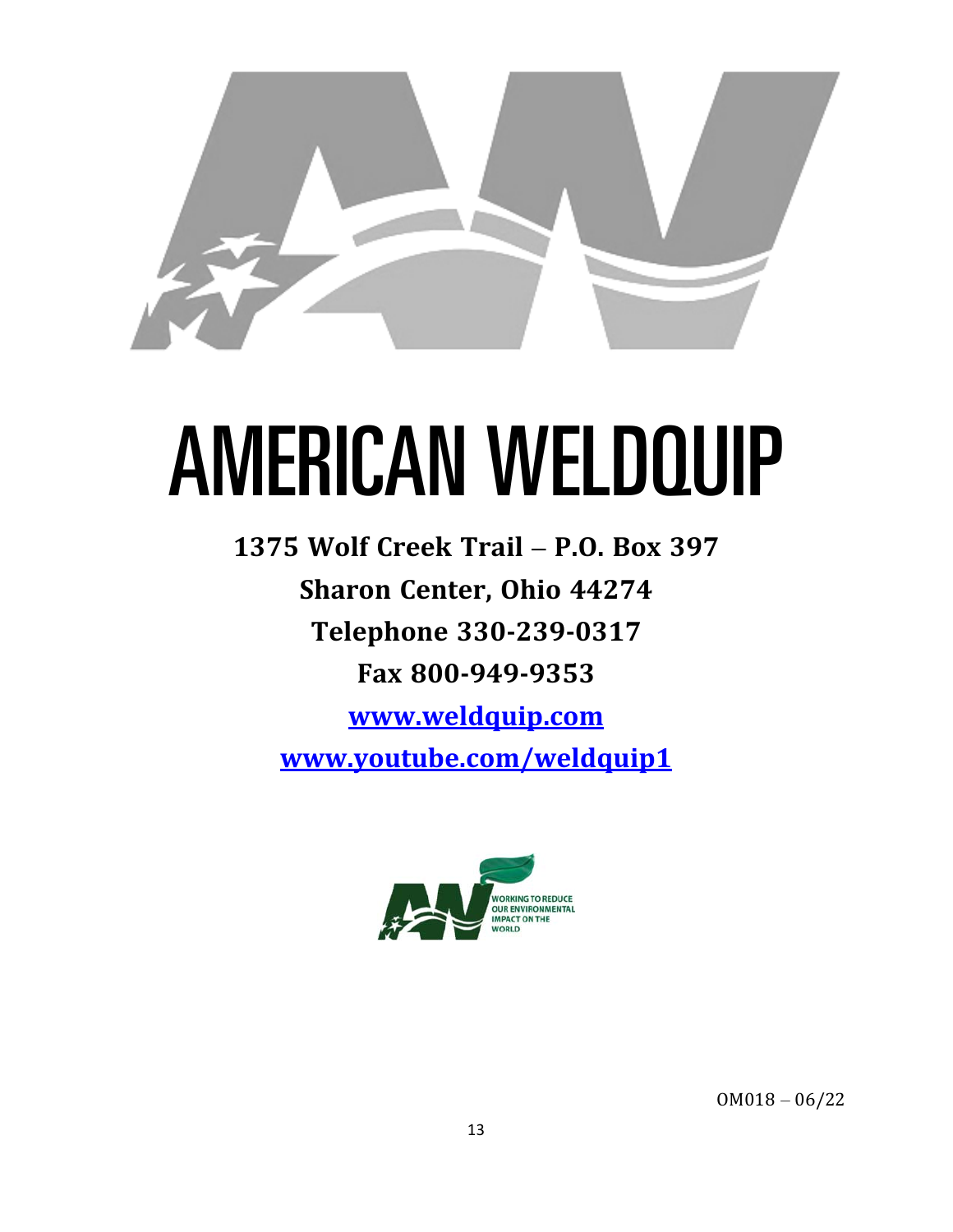# AMERICAN WELDQUIP

**1375 Wolf Creek Trail – P.O. Box 397**

**Sharon Center, Ohio 44274**

**Telephone 330-239-0317**

**Fax 800-949-9353**

**[www.weldquip.com](http://www.weldquip.com)**

**[www.youtube.com/weldquip1](http://www.youtube.com/weldquip1)**

WORKING TO REDUCE OUR ENVIRONMENTAL IMPACT ON THE WORLD

OM018 – 06/22